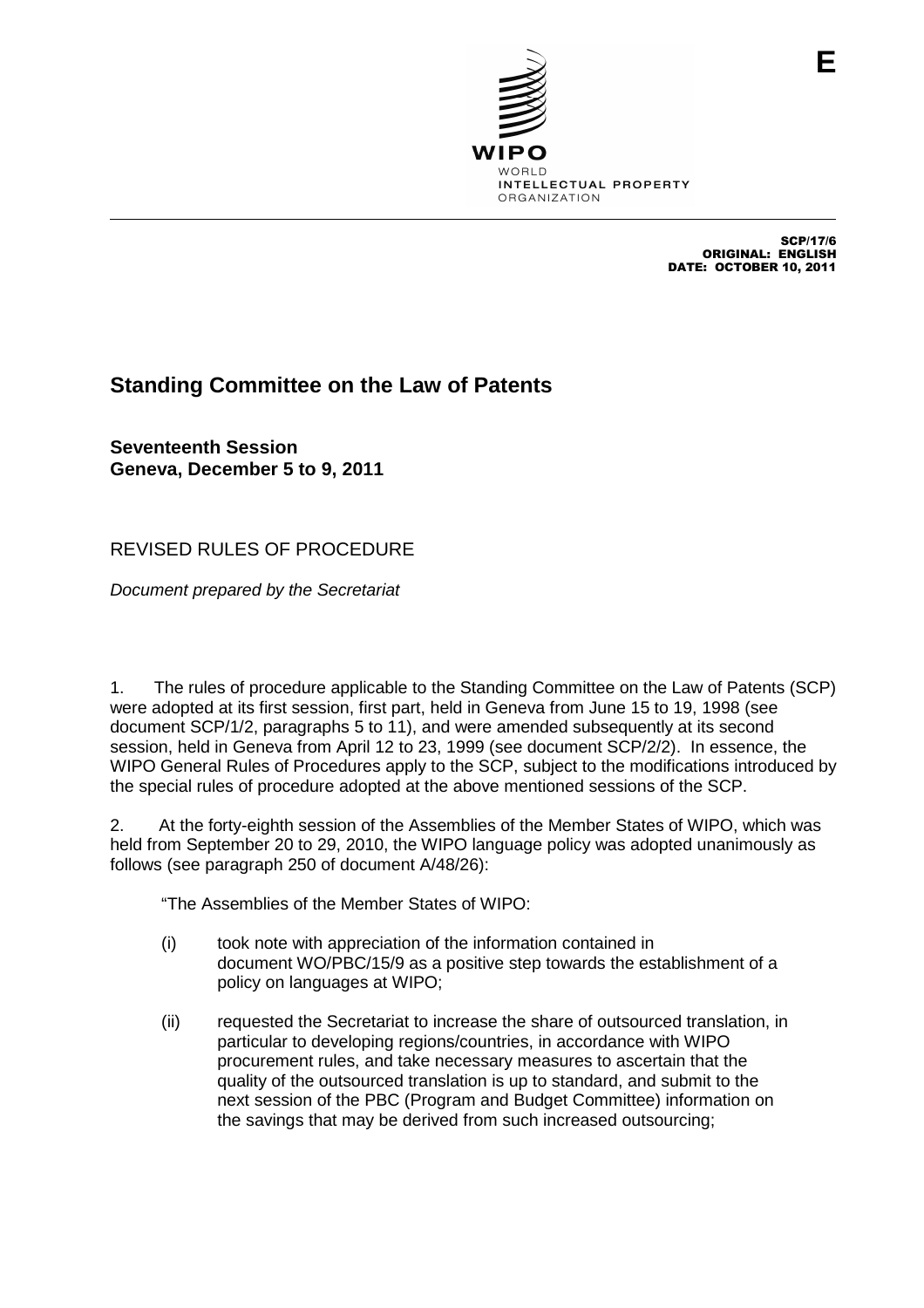E

SCP/17/6
ORIGINAL: ENGLISH
DATE: OCTOBER 10, 2011

# Standing Committee on the Law of Patents

**Seventeenth Session**
**Geneva, December 5 to 9, 2011**

## REVISED RULES OF PROCEDURE

*Document prepared by the Secretariat*

1. The rules of procedure applicable to the Standing Committee on the Law of Patents (SCP) were adopted at its first session, first part, held in Geneva from June 15 to 19, 1998 (see document SCP/1/2, paragraphs 5 to 11), and were amended subsequently at its second session, held in Geneva from April 12 to 23, 1999 (see document SCP/2/2). In essence, the WIPO General Rules of Procedures apply to the SCP, subject to the modifications introduced by the special rules of procedure adopted at the above mentioned sessions of the SCP.

2. At the forty-eighth session of the Assemblies of the Member States of WIPO, which was held from September 20 to 29, 2010, the WIPO language policy was adopted unanimously as follows (see paragraph 250 of document A/48/26):

"The Assemblies of the Member States of WIPO:

(i) took note with appreciation of the information contained in document WO/PBC/15/9 as a positive step towards the establishment of a policy on languages at WIPO;

(ii) requested the Secretariat to increase the share of outsourced translation, in particular to developing regions/countries, in accordance with WIPO procurement rules, and take necessary measures to ascertain that the quality of the outsourced translation is up to standard, and submit to the next session of the PBC (Program and Budget Committee) information on the savings that may be derived from such increased outsourcing;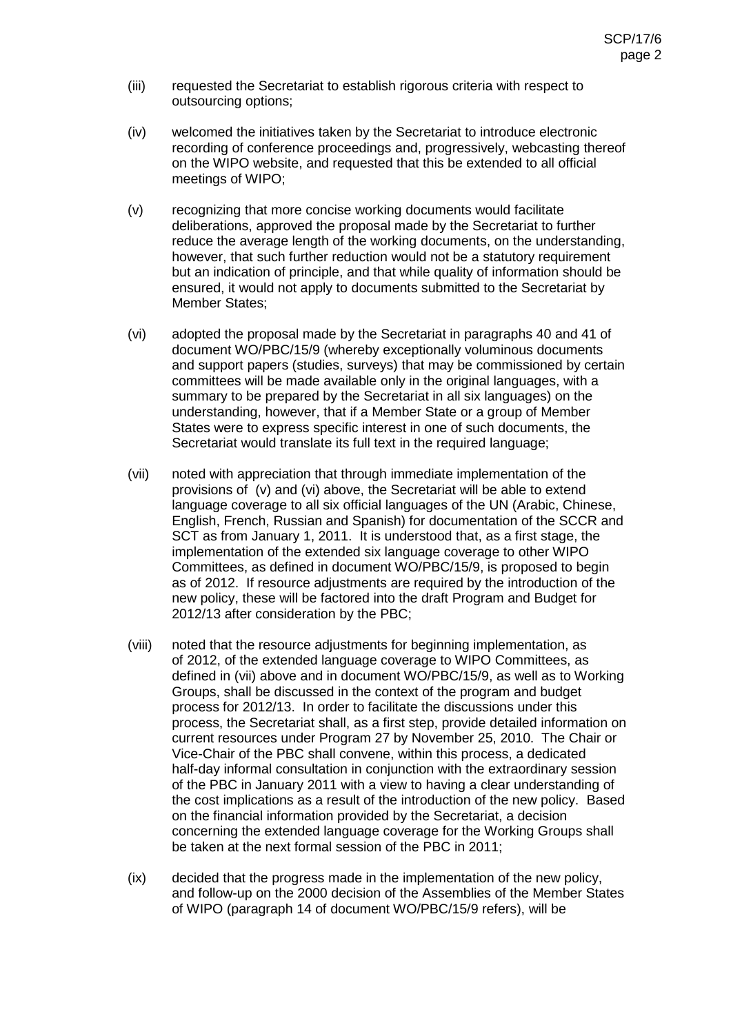(iii) requested the Secretariat to establish rigorous criteria with respect to outsourcing options;

(iv) welcomed the initiatives taken by the Secretariat to introduce electronic recording of conference proceedings and, progressively, webcasting thereof on the WIPO website, and requested that this be extended to all official meetings of WIPO;

(v) recognizing that more concise working documents would facilitate deliberations, approved the proposal made by the Secretariat to further reduce the average length of the working documents, on the understanding, however, that such further reduction would not be a statutory requirement but an indication of principle, and that while quality of information should be ensured, it would not apply to documents submitted to the Secretariat by Member States;

(vi) adopted the proposal made by the Secretariat in paragraphs 40 and 41 of document WO/PBC/15/9 (whereby exceptionally voluminous documents and support papers (studies, surveys) that may be commissioned by certain committees will be made available only in the original languages, with a summary to be prepared by the Secretariat in all six languages) on the understanding, however, that if a Member State or a group of Member States were to express specific interest in one of such documents, the Secretariat would translate its full text in the required language;

(vii) noted with appreciation that through immediate implementation of the provisions of (v) and (vi) above, the Secretariat will be able to extend language coverage to all six official languages of the UN (Arabic, Chinese, English, French, Russian and Spanish) for documentation of the SCCR and SCT as from January 1, 2011. It is understood that, as a first stage, the implementation of the extended six language coverage to other WIPO Committees, as defined in document WO/PBC/15/9, is proposed to begin as of 2012. If resource adjustments are required by the introduction of the new policy, these will be factored into the draft Program and Budget for 2012/13 after consideration by the PBC;

(viii) noted that the resource adjustments for beginning implementation, as of 2012, of the extended language coverage to WIPO Committees, as defined in (vii) above and in document WO/PBC/15/9, as well as to Working Groups, shall be discussed in the context of the program and budget process for 2012/13. In order to facilitate the discussions under this process, the Secretariat shall, as a first step, provide detailed information on current resources under Program 27 by November 25, 2010. The Chair or Vice-Chair of the PBC shall convene, within this process, a dedicated half-day informal consultation in conjunction with the extraordinary session of the PBC in January 2011 with a view to having a clear understanding of the cost implications as a result of the introduction of the new policy. Based on the financial information provided by the Secretariat, a decision concerning the extended language coverage for the Working Groups shall be taken at the next formal session of the PBC in 2011;

(ix) decided that the progress made in the implementation of the new policy, and follow-up on the 2000 decision of the Assemblies of the Member States of WIPO (paragraph 14 of document WO/PBC/15/9 refers), will be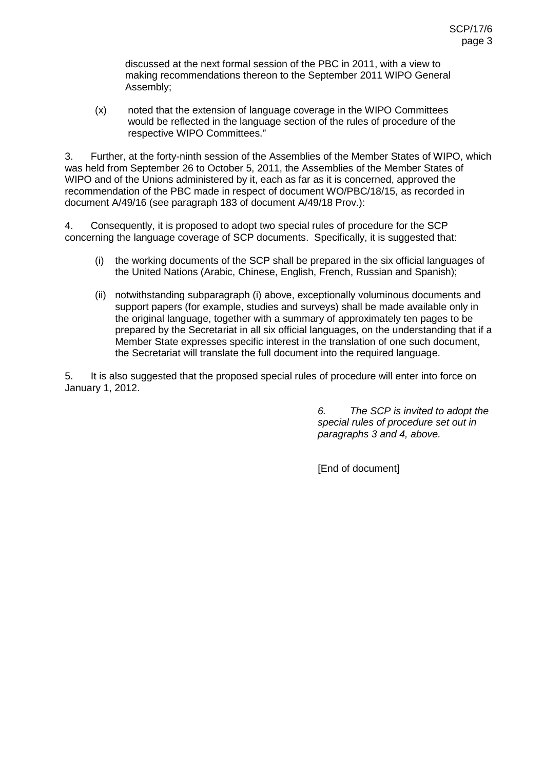discussed at the next formal session of the PBC in 2011, with a view to making recommendations thereon to the September 2011 WIPO General Assembly;

(x) noted that the extension of language coverage in the WIPO Committees would be reflected in the language section of the rules of procedure of the respective WIPO Committees."

3. Further, at the forty-ninth session of the Assemblies of the Member States of WIPO, which was held from September 26 to October 5, 2011, the Assemblies of the Member States of WIPO and of the Unions administered by it, each as far as it is concerned, approved the recommendation of the PBC made in respect of document WO/PBC/18/15, as recorded in document A/49/16 (see paragraph 183 of document A/49/18 Prov.):

4. Consequently, it is proposed to adopt two special rules of procedure for the SCP concerning the language coverage of SCP documents. Specifically, it is suggested that:

(i) the working documents of the SCP shall be prepared in the six official languages of the United Nations (Arabic, Chinese, English, French, Russian and Spanish);

(ii) notwithstanding subparagraph (i) above, exceptionally voluminous documents and support papers (for example, studies and surveys) shall be made available only in the original language, together with a summary of approximately ten pages to be prepared by the Secretariat in all six official languages, on the understanding that if a Member State expresses specific interest in the translation of one such document, the Secretariat will translate the full document into the required language.

5. It is also suggested that the proposed special rules of procedure will enter into force on January 1, 2012.

*6. The SCP is invited to adopt the special rules of procedure set out in paragraphs 3 and 4, above.*

[End of document]